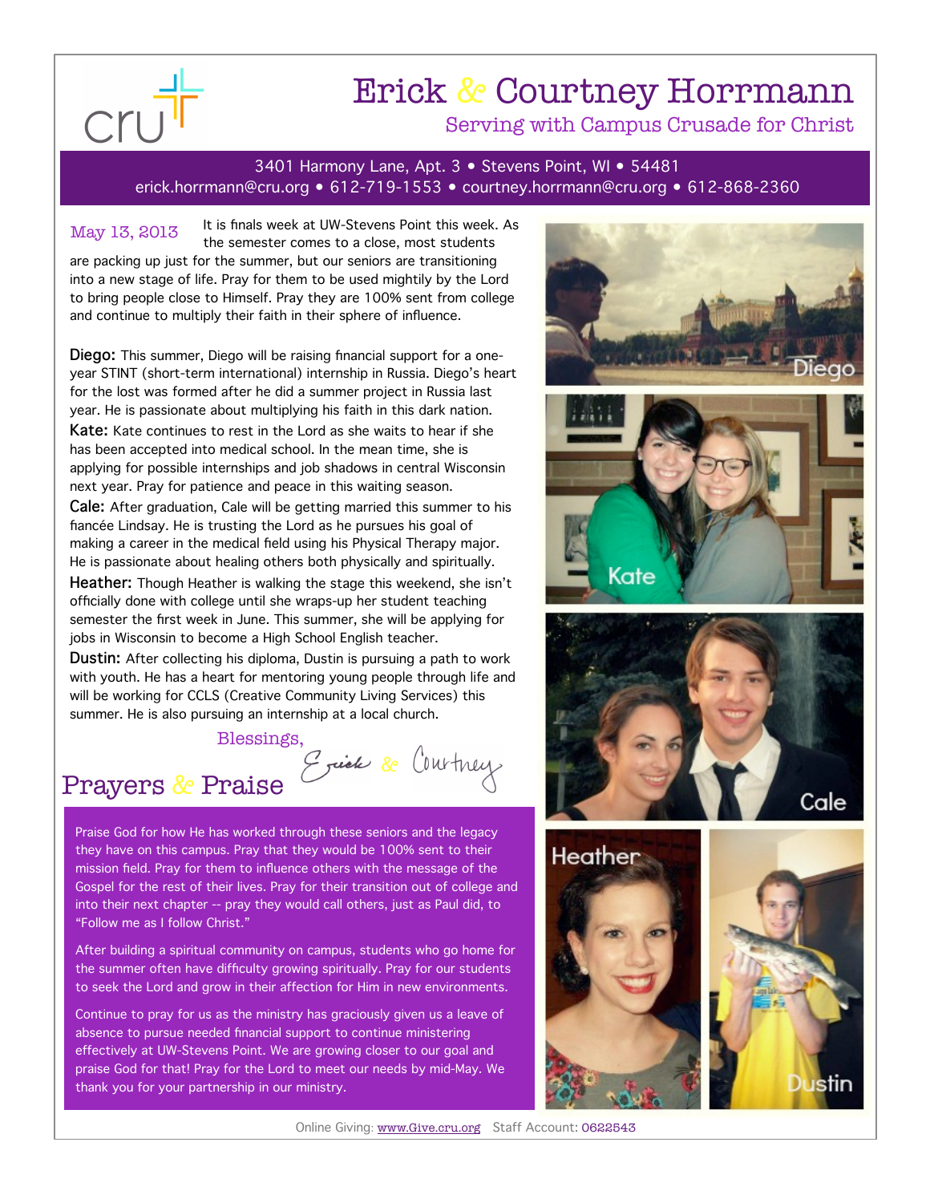# Erick & Courtney Horrmann

## Serving with Campus Crusade for Christ

3401 Harmony Lane, Apt. 3 • Stevens Point, WI • 54481
erick.horrmann@cru.org • 612-719-1553 • courtney.horrmann@cru.org • 612-868-2360

May 13, 2013

It is finals week at UW-Stevens Point this week. As the semester comes to a close, most students are packing up just for the summer, but our seniors are transitioning into a new stage of life. Pray for them to be used mightily by the Lord to bring people close to Himself. Pray they are 100% sent from college and continue to multiply their faith in their sphere of influence.

**Diego:** This summer, Diego will be raising financial support for a one-year STINT (short-term international) internship in Russia. Diego's heart for the lost was formed after he did a summer project in Russia last year. He is passionate about multiplying his faith in this dark nation.

**Kate:** Kate continues to rest in the Lord as she waits to hear if she has been accepted into medical school. In the mean time, she is applying for possible internships and job shadows in central Wisconsin next year. Pray for patience and peace in this waiting season.

**Cale:** After graduation, Cale will be getting married this summer to his fiancée Lindsay. He is trusting the Lord as he pursues his goal of making a career in the medical field using his Physical Therapy major. He is passionate about healing others both physically and spiritually.

**Heather:** Though Heather is walking the stage this weekend, she isn't officially done with college until she wraps-up her student teaching semester the first week in June. This summer, she will be applying for jobs in Wisconsin to become a High School English teacher.

**Dustin:** After collecting his diploma, Dustin is pursuing a path to work with youth. He has a heart for mentoring young people through life and will be working for CCLS (Creative Community Living Services) this summer. He is also pursuing an internship at a local church.

Blessings,
Erick & Courtney

## Prayers & Praise

Praise God for how He has worked through these seniors and the legacy they have on this campus. Pray that they would be 100% sent to their mission field. Pray for them to influence others with the message of the Gospel for the rest of their lives. Pray for their transition out of college and into their next chapter -- pray they would call others, just as Paul did, to "Follow me as I follow Christ."

After building a spiritual community on campus, students who go home for the summer often have difficulty growing spiritually. Pray for our students to seek the Lord and grow in their affection for Him in new environments.

Continue to pray for us as the ministry has graciously given us a leave of absence to pursue needed financial support to continue ministering effectively at UW-Stevens Point. We are growing closer to our goal and praise God for that! Pray for the Lord to meet our needs by mid-May. We thank you for your partnership in our ministry.

Online Giving: www.Give.cru.org Staff Account: 0622543